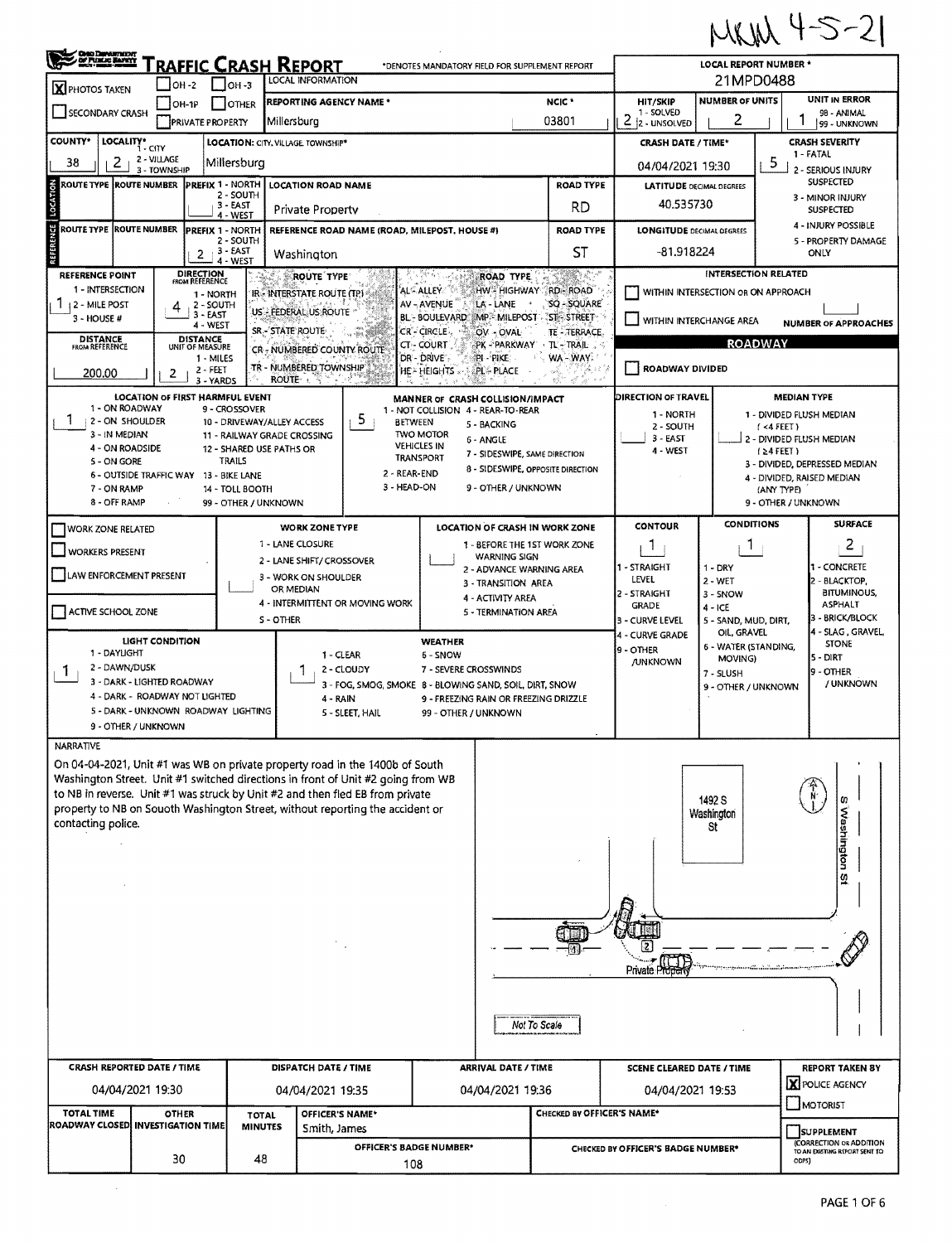MKM 4-5-21

# TRAFFIC CRASH REPORT

*DENOTES MANDATORY FIELD FOR SUPPLEMENT REPORT

| Field | Value |
|---|---|
| PHOTOS TAKEN | X |
| LOCAL INFORMATION | |
| REPORTING AGENCY NAME * | Millersburg |
| NCIC * | 03801 |
| LOCAL REPORT NUMBER * | 21MPD0488 |
| HIT/SKIP (1 - SOLVED, 2 - UNSOLVED) | 2 |
| NUMBER OF UNITS | 2 |
| UNIT IN ERROR (98 - ANIMAL, 99 - UNKNOWN) | 1 |
| COUNTY* | 38 |
| LOCALITY* (1 - CITY, 2 - VILLAGE, 3 - TOWNSHIP) | 2 |
| LOCATION: CITY, VILLAGE, TOWNSHIP* | Millersburg |
| CRASH DATE / TIME* | 04/04/2021 19:30 |
| CRASH SEVERITY (1 - FATAL, 2 - SERIOUS INJURY SUSPECTED, 3 - MINOR INJURY SUSPECTED, 4 - INJURY POSSIBLE, 5 - PROPERTY DAMAGE ONLY) | 5 |

## Location

| Field | Value |
|---|---|
| LOCATION ROAD NAME | Private Property |
| ROAD TYPE | RD |
| LATITUDE DECIMAL DEGREES | 40.535730 |
| REFERENCE ROAD NAME (ROAD, MILEPOST, HOUSE #) | Washington |
| PREFIX (1 - NORTH, 2 - SOUTH, 3 - EAST, 4 - WEST) | 2 |
| ROAD TYPE | ST |
| LONGITUDE DECIMAL DEGREES | -81.918224 |
| REFERENCE POINT (1 - INTERSECTION, 2 - MILE POST, 3 - HOUSE #) | 1 |
| DIRECTION FROM REFERENCE (1 - NORTH, 2 - SOUTH, 3 - EAST, 4 - WEST) | 4 |
| DISTANCE FROM REFERENCE | 200.00 |
| DISTANCE UNIT OF MEASURE (1 - MILES, 2 - FEET, 3 - YARDS) | 2 |

ROUTE TYPE: IR - INTERSTATE ROUTE (TP), US - FEDERAL US ROUTE, SR - STATE ROUTE, CR - NUMBERED COUNTY ROUTE, TR - NUMBERED TOWNSHIP ROUTE

ROAD TYPE: AL - ALLEY, AV - AVENUE, BL - BOULEVARD, CR - CIRCLE, CT - COURT, DR - DRIVE, HE - HEIGHTS, HW - HIGHWAY, LA - LANE, MP - MILEPOST, OV - OVAL, PK - PARKWAY, PI - PIKE, PL - PLACE, RD - ROAD, SQ - SQUARE, ST - STREET, TE - TERRACE, TL - TRAIL, WA - WAY

INTERSECTION RELATED: WITHIN INTERSECTION OR ON APPROACH; WITHIN INTERCHANGE AREA; NUMBER OF APPROACHES

## ROADWAY

ROADWAY DIVIDED: (not checked)

| Field | Value |
|---|---|
| LOCATION OF FIRST HARMFUL EVENT | 1 |
| MANNER OF CRASH COLLISION/IMPACT | 5 |
| DIRECTION OF TRAVEL | |
| MEDIAN TYPE | |

LOCATION OF FIRST HARMFUL EVENT: 1 - ON ROADWAY, 2 - ON SHOULDER, 3 - IN MEDIAN, 4 - ON ROADSIDE, 5 - ON GORE, 6 - OUTSIDE TRAFFIC WAY, 7 - ON RAMP, 8 - OFF RAMP, 9 - CROSSOVER, 10 - DRIVEWAY/ALLEY ACCESS, 11 - RAILWAY GRADE CROSSING, 12 - SHARED USE PATHS OR TRAILS, 13 - BIKE LANE, 14 - TOLL BOOTH, 99 - OTHER / UNKNOWN

MANNER OF CRASH COLLISION/IMPACT: 1 - NOT COLLISION BETWEEN TWO MOTOR VEHICLES IN TRANSPORT, 2 - REAR-END, 3 - HEAD-ON, 4 - REAR-TO-REAR, 5 - BACKING, 6 - ANGLE, 7 - SIDESWIPE, SAME DIRECTION, 8 - SIDESWIPE, OPPOSITE DIRECTION, 9 - OTHER / UNKNOWN

DIRECTION OF TRAVEL: 1 - NORTH, 2 - SOUTH, 3 - EAST, 4 - WEST

MEDIAN TYPE: 1 - DIVIDED FLUSH MEDIAN (< 4 FEET), 2 - DIVIDED FLUSH MEDIAN (≥ 4 FEET), 3 - DIVIDED, DEPRESSED MEDIAN, 4 - DIVIDED, RAISED MEDIAN (ANY TYPE), 9 - OTHER / UNKNOWN

WORK ZONE RELATED / WORKERS PRESENT / LAW ENFORCEMENT PRESENT / ACTIVE SCHOOL ZONE: (not checked)

WORK ZONE TYPE: 1 - LANE CLOSURE, 2 - LANE SHIFT/ CROSSOVER, 3 - WORK ON SHOULDER OR MEDIAN, 4 - INTERMITTENT OR MOVING WORK, 5 - OTHER

LOCATION OF CRASH IN WORK ZONE: 1 - BEFORE THE 1ST WORK ZONE WARNING SIGN, 2 - ADVANCE WARNING AREA, 3 - TRANSITION AREA, 4 - ACTIVITY AREA, 5 - TERMINATION AREA

| CONTOUR | CONDITIONS | SURFACE |
|---|---|---|
| 1 | 1 | 2 |

CONTOUR: 1 - STRAIGHT LEVEL, 2 - STRAIGHT GRADE, 3 - CURVE LEVEL, 4 - CURVE GRADE, 9 - OTHER /UNKNOWN

CONDITIONS: 1 - DRY, 2 - WET, 3 - SNOW, 4 - ICE, 5 - SAND, MUD, DIRT, OIL, GRAVEL, 6 - WATER (STANDING, MOVING), 7 - SLUSH, 9 - OTHER / UNKNOWN

SURFACE: 1 - CONCRETE, 2 - BLACKTOP, BITUMINOUS, ASPHALT, 3 - BRICK/BLOCK, 4 - SLAG, GRAVEL, STONE, 5 - DIRT, 9 - OTHER / UNKNOWN

| LIGHT CONDITION | WEATHER |
|---|---|
| 1 | 1 |

LIGHT CONDITION: 1 - DAYLIGHT, 2 - DAWN/DUSK, 3 - DARK - LIGHTED ROADWAY, 4 - DARK - ROADWAY NOT LIGHTED, 5 - DARK - UNKNOWN ROADWAY LIGHTING, 9 - OTHER / UNKNOWN

WEATHER: 1 - CLEAR, 2 - CLOUDY, 3 - FOG, SMOG, SMOKE, 4 - RAIN, 5 - SLEET, HAIL, 6 - SNOW, 7 - SEVERE CROSSWINDS, 8 - BLOWING SAND, SOIL, DIRT, SNOW, 9 - FREEZING RAIN OR FREEZING DRIZZLE, 99 - OTHER / UNKNOWN

## NARRATIVE

On 04-04-2021, Unit #1 was WB on private property road in the 1400b of South Washington Street. Unit #1 switched directions in front of Unit #2 going from WB to NB in reverse. Unit #1 was struck by Unit #2 and then fled EB from private property to NB on Souoth Washington Street, without reporting the accident or contacting police.

[Diagram labels: 1492 S Washington St; S Washington St; Private Property; 1; 2; N; Not To Scale]

| CRASH REPORTED DATE / TIME | DISPATCH DATE / TIME | ARRIVAL DATE / TIME | SCENE CLEARED DATE / TIME | REPORT TAKEN BY |
|---|---|---|---|---|
| 04/04/2021 19:30 | 04/04/2021 19:35 | 04/04/2021 19:36 | 04/04/2021 19:53 | X POLICE AGENCY |

| TOTAL TIME ROADWAY CLOSED | OTHER INVESTIGATION TIME | TOTAL MINUTES | OFFICER'S NAME* | OFFICER'S BADGE NUMBER* | CHECKED BY OFFICER'S NAME* | CHECKED BY OFFICER'S BADGE NUMBER* |
|---|---|---|---|---|---|---|
| | 30 | 48 | Smith, James | 108 | | |

MOTORIST / SUPPLEMENT (CORRECTION OR ADDITION TO AN EXISTING REPORT SENT TO ODPS): (not checked)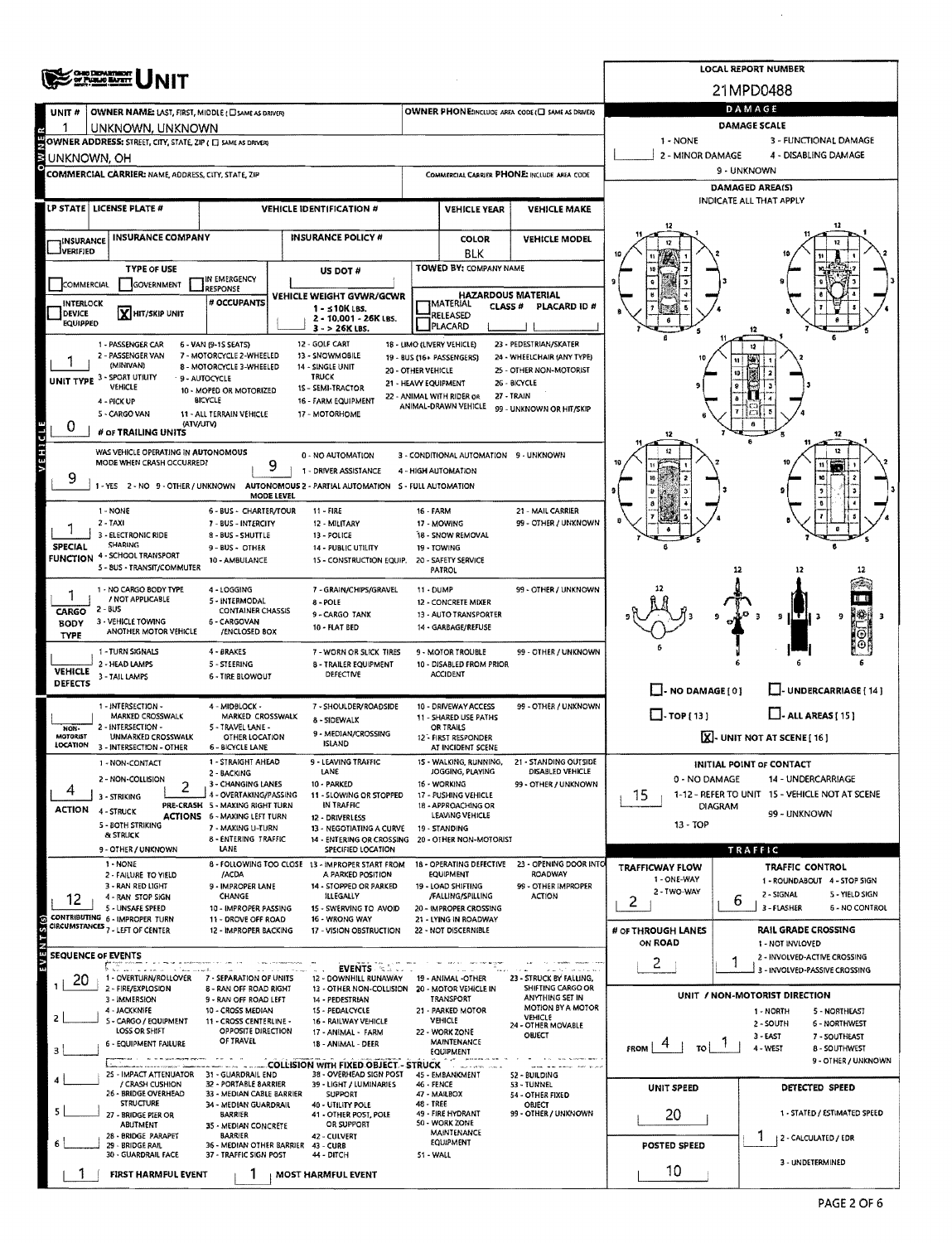# UNIT

**LOCAL REPORT NUMBER:** 21MPD0488

| UNIT # | OWNER NAME: LAST, FIRST, MIDDLE (☐ SAME AS DRIVER) | OWNER PHONE: INCLUDE AREA CODE (☐ SAME AS DRIVER) |
|---|---|---|
| 1 | UNKNOWN, UNKNOWN | |

**OWNER ADDRESS:** STREET, CITY, STATE, ZIP (☐ SAME AS DRIVER)
UNKNOWN, OH

**COMMERCIAL CARRIER:** NAME, ADDRESS, CITY, STATE, ZIP | **COMMERCIAL CARRIER PHONE:** INCLUDE AREA CODE

| LP STATE | LICENSE PLATE # | VEHICLE IDENTIFICATION # | VEHICLE YEAR | VEHICLE MAKE |
|---|---|---|---|---|
| | | | | |

| INSURANCE VERIFIED | INSURANCE COMPANY | INSURANCE POLICY # | COLOR | VEHICLE MODEL |
|---|---|---|---|---|
| ☐ | | | BLK | |

**TYPE OF USE:** ☐ COMMERCIAL ☐ GOVERNMENT ☐ IN EMERGENCY RESPONSE
**US DOT #:**
**TOWED BY:** COMPANY NAME
**INTERLOCK DEVICE EQUIPPED:** ☐
☒ HIT/SKIP UNIT
**# OCCUPANTS:**
**VEHICLE WEIGHT GVWR/GCWR:** 1 - ≤10K LBS. 2 - 10,001 - 26K LBS. 3 - > 26K LBS.
**HAZARDOUS MATERIAL:** ☐ MATERIAL RELEASED ☐ PLACARD | CLASS # | PLACARD ID #

**UNIT TYPE:** 1
1 - PASSENGER CAR, 2 - PASSENGER VAN (MINIVAN), 3 - SPORT UTILITY VEHICLE, 4 - PICK UP, 5 - CARGO VAN, 6 - VAN (9-15 SEATS), 7 - MOTORCYCLE 2-WHEELED, 8 - MOTORCYCLE 3-WHEELED, 9 - AUTOCYCLE, 10 - MOPED OR MOTORIZED BICYCLE, 11 - ALL TERRAIN VEHICLE (ATV/UTV), 12 - GOLF CART, 13 - SNOWMOBILE, 14 - SINGLE UNIT TRUCK, 15 - SEMI-TRACTOR, 16 - FARM EQUIPMENT, 17 - MOTORHOME, 18 - LIMO (LIVERY VEHICLE), 19 - BUS (16+ PASSENGERS), 20 - OTHER VEHICLE, 21 - HEAVY EQUIPMENT, 22 - ANIMAL WITH RIDER OR ANIMAL-DRAWN VEHICLE, 23 - PEDESTRIAN/SKATER, 24 - WHEELCHAIR (ANY TYPE), 25 - OTHER NON-MOTORIST, 26 - BICYCLE, 27 - TRAIN, 99 - UNKNOWN OR HIT/SKIP

**# OF TRAILING UNITS:** 0

**WAS VEHICLE OPERATING IN AUTONOMOUS MODE WHEN CRASH OCCURRED?** 9
1 - YES 2 - NO 9 - OTHER / UNKNOWN

**AUTONOMOUS MODE LEVEL:** 9
0 - NO AUTOMATION, 1 - DRIVER ASSISTANCE, 2 - PARTIAL AUTOMATION, 3 - CONDITIONAL AUTOMATION, 4 - HIGH AUTOMATION, 5 - FULL AUTOMATION, 9 - UNKNOWN

**SPECIAL FUNCTION:** 1
1 - NONE, 2 - TAXI, 3 - ELECTRONIC RIDE SHARING, 4 - SCHOOL TRANSPORT, 5 - BUS - TRANSIT/COMMUTER, 6 - BUS - CHARTER/TOUR, 7 - BUS - INTERCITY, 8 - BUS - SHUTTLE, 9 - BUS - OTHER, 10 - AMBULANCE, 11 - FIRE, 12 - MILITARY, 13 - POLICE, 14 - PUBLIC UTILITY, 15 - CONSTRUCTION EQUIP., 16 - FARM, 17 - MOWING, 18 - SNOW REMOVAL, 19 - TOWING, 20 - SAFETY SERVICE PATROL, 21 - MAIL CARRIER, 99 - OTHER / UNKNOWN

**CARGO BODY TYPE:** 1
1 - NO CARGO BODY TYPE / NOT APPLICABLE, 2 - BUS, 3 - VEHICLE TOWING ANOTHER MOTOR VEHICLE, 4 - LOGGING, 5 - INTERMODAL CONTAINER CHASSIS, 6 - CARGOVAN /ENCLOSED BOX, 7 - GRAIN/CHIPS/GRAVEL, 8 - POLE, 9 - CARGO TANK, 10 - FLAT BED, 11 - DUMP, 12 - CONCRETE MIXER, 13 - AUTO TRANSPORTER, 14 - GARBAGE/REFUSE, 99 - OTHER / UNKNOWN

**VEHICLE DEFECTS:**
1 - TURN SIGNALS, 2 - HEAD LAMPS, 3 - TAIL LAMPS, 4 - BRAKES, 5 - STEERING, 6 - TIRE BLOWOUT, 7 - WORN OR SLICK TIRES, 8 - TRAILER EQUIPMENT DEFECTIVE, 9 - MOTOR TROUBLE, 10 - DISABLED FROM PRIOR ACCIDENT, 99 - OTHER / UNKNOWN

**NON-MOTORIST LOCATION:**
1 - INTERSECTION - MARKED CROSSWALK, 2 - INTERSECTION - UNMARKED CROSSWALK, 3 - INTERSECTION - OTHER, 4 - MIDBLOCK - MARKED CROSSWALK, 5 - TRAVEL LANE - OTHER LOCATION, 6 - BICYCLE LANE, 7 - SHOULDER/ROADSIDE, 8 - SIDEWALK, 9 - MEDIAN/CROSSING ISLAND, 10 - DRIVEWAY ACCESS, 11 - SHARED USE PATHS OR TRAILS, 12 - FIRST RESPONDER AT INCIDENT SCENE, 99 - OTHER / UNKNOWN

**ACTION:** 4
1 - NON-CONTACT, 2 - NON-COLLISION, 3 - STRIKING, 4 - STRUCK, 5 - BOTH STRIKING & STRUCK, 9 - OTHER / UNKNOWN

**PRE-CRASH ACTIONS:** 2
1 - STRAIGHT AHEAD, 2 - BACKING, 3 - CHANGING LANES, 4 - OVERTAKING/PASSING, 5 - MAKING RIGHT TURN, 6 - MAKING LEFT TURN, 7 - MAKING U-TURN, 8 - ENTERING TRAFFIC LANE, 9 - LEAVING TRAFFIC LANE, 10 - PARKED, 11 - SLOWING OR STOPPED IN TRAFFIC, 12 - DRIVERLESS, 13 - NEGOTIATING A CURVE, 14 - ENTERING OR CROSSING SPECIFIED LOCATION, 15 - WALKING, RUNNING, JOGGING, PLAYING, 16 - WORKING, 17 - PUSHING VEHICLE, 18 - APPROACHING OR LEAVING VEHICLE, 19 - STANDING, 20 - OTHER NON-MOTORIST, 21 - STANDING OUTSIDE DISABLED VEHICLE, 99 - OTHER / UNKNOWN

**CONTRIBUTING CIRCUMSTANCES:** 12
1 - NONE, 2 - FAILURE TO YIELD, 3 - RAN RED LIGHT, 4 - RAN STOP SIGN, 5 - UNSAFE SPEED, 6 - IMPROPER TURN, 7 - LEFT OF CENTER, 8 - FOLLOWING TOO CLOSE /ACDA, 9 - IMPROPER LANE CHANGE, 10 - IMPROPER PASSING, 11 - DROVE OFF ROAD, 12 - IMPROPER BACKING, 13 - IMPROPER START FROM A PARKED POSITION, 14 - STOPPED OR PARKED ILLEGALLY, 15 - SWERVING TO AVOID, 16 - WRONG WAY, 17 - VISION OBSTRUCTION, 18 - OPERATING DEFECTIVE EQUIPMENT, 19 - LOAD SHIFTING /FALLING/SPILLING, 20 - IMPROPER CROSSING, 21 - LYING IN ROADWAY, 22 - NOT DISCERNIBLE, 23 - OPENING DOOR INTO ROADWAY, 99 - OTHER IMPROPER ACTION

## SEQUENCE OF EVENTS

| # | Event |
|---|---|
| 1 | 20 |
| 2 | |
| 3 | |
| 4 | |
| 5 | |
| 6 | |

**EVENTS:** 1 - OVERTURN/ROLLOVER, 2 - FIRE/EXPLOSION, 3 - IMMERSION, 4 - JACKKNIFE, 5 - CARGO / EQUIPMENT LOSS OR SHIFT, 6 - EQUIPMENT FAILURE, 7 - SEPARATION OF UNITS, 8 - RAN OFF ROAD RIGHT, 9 - RAN OFF ROAD LEFT, 10 - CROSS MEDIAN, 11 - CROSS CENTERLINE - OPPOSITE DIRECTION OF TRAVEL, 12 - DOWNHILL RUNAWAY, 13 - OTHER NON-COLLISION, 14 - PEDESTRIAN, 15 - PEDALCYCLE, 16 - RAILWAY VEHICLE, 17 - ANIMAL - FARM, 18 - ANIMAL - DEER, 19 - ANIMAL -OTHER, 20 - MOTOR VEHICLE IN TRANSPORT, 21 - PARKED MOTOR VEHICLE, 22 - WORK ZONE MAINTENANCE EQUIPMENT, 23 - STRUCK BY FALLING, SHIFTING CARGO OR ANYTHING SET IN MOTION BY A MOTOR VEHICLE, 24 - OTHER MOVABLE OBJECT

**COLLISION WITH FIXED OBJECT - STRUCK:** 25 - IMPACT ATTENUATOR / CRASH CUSHION, 26 - BRIDGE OVERHEAD STRUCTURE, 27 - BRIDGE PIER OR ABUTMENT, 28 - BRIDGE PARAPET, 29 - BRIDGE RAIL, 30 - GUARDRAIL FACE, 31 - GUARDRAIL END, 32 - PORTABLE BARRIER, 33 - MEDIAN CABLE BARRIER, 34 - MEDIAN GUARDRAIL BARRIER, 35 - MEDIAN CONCRETE BARRIER, 36 - MEDIAN OTHER BARRIER, 37 - TRAFFIC SIGN POST, 38 - OVERHEAD SIGN POST, 39 - LIGHT / LUMINARIES SUPPORT, 40 - UTILITY POLE, 41 - OTHER POST, POLE OR SUPPORT, 42 - CULVERT, 43 - CURB, 44 - DITCH, 45 - EMBANKMENT, 46 - FENCE, 47 - MAILBOX, 48 - TREE, 49 - FIRE HYDRANT, 50 - WORK ZONE MAINTENANCE EQUIPMENT, 51 - WALL, 52 - BUILDING, 53 - TUNNEL, 54 - OTHER FIXED OBJECT, 99 - OTHER / UNKNOWN

**FIRST HARMFUL EVENT:** 1 | **MOST HARMFUL EVENT:** 1

## DAMAGE

**DAMAGE SCALE:** 1 - NONE, 2 - MINOR DAMAGE, 3 - FUNCTIONAL DAMAGE, 4 - DISABLING DAMAGE, 9 - UNKNOWN

**DAMAGED AREA(S)** — INDICATE ALL THAT APPLY

☐ NO DAMAGE [0] ☐ UNDERCARRIAGE [14]
☐ TOP [13] ☐ ALL AREAS [15]
☒ UNIT NOT AT SCENE [16]

**INITIAL POINT OF CONTACT:** 15
0 - NO DAMAGE, 1-12 - REFER TO UNIT DIAGRAM, 13 - TOP, 14 - UNDERCARRIAGE, 15 - VEHICLE NOT AT SCENE, 99 - UNKNOWN

## TRAFFIC

**TRAFFICWAY FLOW:** 2 (1 - ONE-WAY, 2 - TWO-WAY)
**TRAFFIC CONTROL:** 6 (1 - ROUNDABOUT, 2 - SIGNAL, 3 - FLASHER, 4 - STOP SIGN, 5 - YIELD SIGN, 6 - NO CONTROL)
**# OF THROUGH LANES ON ROAD:** 2
**RAIL GRADE CROSSING:** 1 (1 - NOT INVOLVED, 2 - INVOLVED-ACTIVE CROSSING, 3 - INVOLVED-PASSIVE CROSSING)

**UNIT / NON-MOTORIST DIRECTION:** FROM 4 TO 1
1 - NORTH, 2 - SOUTH, 3 - EAST, 4 - WEST, 5 - NORTHEAST, 6 - NORTHWEST, 7 - SOUTHEAST, 8 - SOUTHWEST, 9 - OTHER / UNKNOWN

**UNIT SPEED:** 20
**POSTED SPEED:** 10
**DETECTED SPEED:** 1 (1 - STATED / ESTIMATED SPEED, 2 - CALCULATED / EDR, 3 - UNDETERMINED)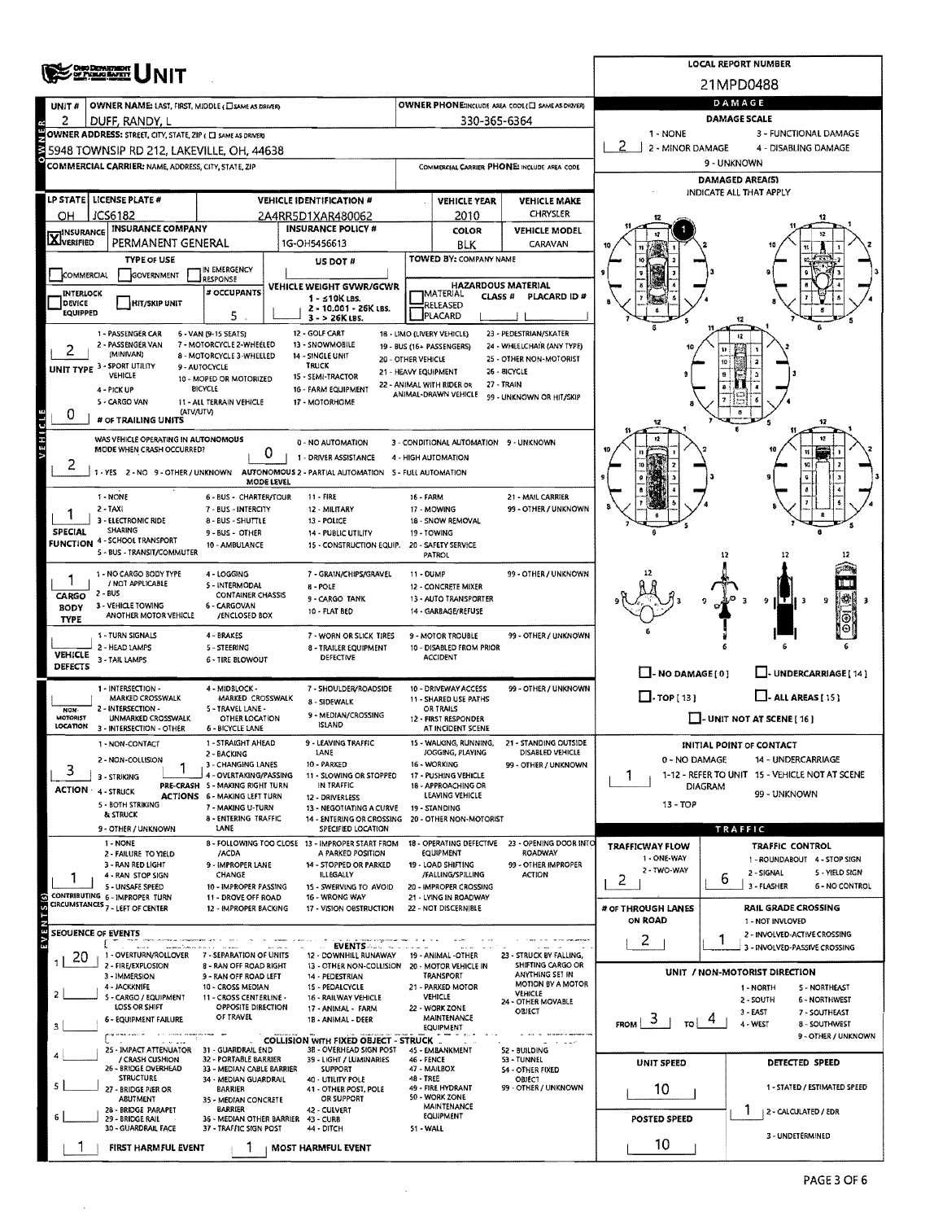# OHIO DEPARTMENT OF PUBLIC SAFETY UNIT

**LOCAL REPORT NUMBER:** 21MPD0488

| Field | Value |
|---|---|
| UNIT # | 2 |
| OWNER NAME: LAST, FIRST, MIDDLE (☐ SAME AS DRIVER) | DUFF, RANDY, L |
| OWNER PHONE: INCLUDE AREA CODE (☐ SAME AS DRIVER) | 330-365-6364 |
| OWNER ADDRESS: STREET, CITY, STATE, ZIP (☐ SAME AS DRIVER) | 5948 TOWNSIP RD 212, LAKEVILLE, OH, 44638 |
| COMMERCIAL CARRIER: NAME, ADDRESS, CITY, STATE, ZIP | |
| COMMERCIAL CARRIER PHONE: INCLUDE AREA CODE | |

| LP STATE | LICENSE PLATE # | VEHICLE IDENTIFICATION # | VEHICLE YEAR | VEHICLE MAKE |
|---|---|---|---|---|
| OH | JCS6182 | 2A4RR5D1XAR480062 | 2010 | CHRYSLER |

| INSURANCE | INSURANCE COMPANY | INSURANCE POLICY # | COLOR | VEHICLE MODEL |
|---|---|---|---|---|
| ☒ VERIFIED | PERMANENT GENERAL | 1G-OH5456613 | BLK | CARAVAN |

**TYPE OF USE:** ☐ COMMERCIAL ☐ GOVERNMENT ☐ IN EMERGENCY RESPONSE ☐ INTERLOCK DEVICE EQUIPPED ☐ HIT/SKIP UNIT

**US DOT #:**

**TOWED BY: COMPANY NAME:**

**# OCCUPANTS:** 5

**VEHICLE WEIGHT GVWR/GCWR:** 1 - ≤10K LBS. 2 - 10.001 - 26K LBS. 3 - > 26K LBS.

**HAZARDOUS MATERIAL:** ☐ MATERIAL RELEASED ☐ PLACARD — CLASS # — PLACARD ID #

**UNIT TYPE:** 2
1 - PASSENGER CAR, 2 - PASSENGER VAN (MINIVAN), 3 - SPORT UTILITY VEHICLE, 4 - PICK UP, 5 - CARGO VAN, 6 - VAN (9-15 SEATS), 7 - MOTORCYCLE 2-WHEELED, 8 - MOTORCYCLE 3-WHEELED, 9 - AUTOCYCLE, 10 - MOPED OR MOTORIZED BICYCLE, 11 - ALL TERRAIN VEHICLE (ATV/UTV), 12 - GOLF CART, 13 - SNOWMOBILE, 14 - SINGLE UNIT TRUCK, 15 - SEMI-TRACTOR, 16 - FARM EQUIPMENT, 17 - MOTORHOME, 18 - LIMO (LIVERY VEHICLE), 19 - BUS (16+ PASSENGERS), 20 - OTHER VEHICLE, 21 - HEAVY EQUIPMENT, 22 - ANIMAL WITH RIDER OR ANIMAL-DRAWN VEHICLE, 23 - PEDESTRIAN/SKATER, 24 - WHEELCHAIR (ANY TYPE), 25 - OTHER NON-MOTORIST, 26 - BICYCLE, 27 - TRAIN, 99 - UNKNOWN OR HIT/SKIP

**# OF TRAILING UNITS:** 0

**WAS VEHICLE OPERATING IN AUTONOMOUS MODE WHEN CRASH OCCURRED?** 2
1 - YES 2 - NO 9 - OTHER / UNKNOWN

**AUTONOMOUS MODE LEVEL:** 0
0 - NO AUTOMATION, 1 - DRIVER ASSISTANCE, 2 - PARTIAL AUTOMATION, 3 - CONDITIONAL AUTOMATION, 4 - HIGH AUTOMATION, 5 - FULL AUTOMATION, 9 - UNKNOWN

**SPECIAL FUNCTION:** 1
1 - NONE, 2 - TAXI, 3 - ELECTRONIC RIDE SHARING, 4 - SCHOOL TRANSPORT, 5 - BUS - TRANSIT/COMMUTER, 6 - BUS - CHARTER/TOUR, 7 - BUS - INTERCITY, 8 - BUS - SHUTTLE, 9 - BUS - OTHER, 10 - AMBULANCE, 11 - FIRE, 12 - MILITARY, 13 - POLICE, 14 - PUBLIC UTILITY, 15 - CONSTRUCTION EQUIP., 16 - FARM, 17 - MOWING, 18 - SNOW REMOVAL, 19 - TOWING, 20 - SAFETY SERVICE PATROL, 21 - MAIL CARRIER, 99 - OTHER / UNKNOWN

**CARGO BODY TYPE:** 1
1 - NO CARGO BODY TYPE / NOT APPLICABLE, 2 - BUS, 3 - VEHICLE TOWING ANOTHER MOTOR VEHICLE, 4 - LOGGING, 5 - INTERMODAL CONTAINER CHASSIS, 6 - CARGOVAN /ENCLOSED BOX, 7 - GRAIN/CHIPS/GRAVEL, 8 - POLE, 9 - CARGO TANK, 10 - FLAT BED, 11 - DUMP, 12 - CONCRETE MIXER, 13 - AUTO TRANSPORTER, 14 - GARBAGE/REFUSE, 99 - OTHER / UNKNOWN

**VEHICLE DEFECTS:**
1 - TURN SIGNALS, 2 - HEAD LAMPS, 3 - TAIL LAMPS, 4 - BRAKES, 5 - STEERING, 6 - TIRE BLOWOUT, 7 - WORN OR SLICK TIRES, 8 - TRAILER EQUIPMENT DEFECTIVE, 9 - MOTOR TROUBLE, 10 - DISABLED FROM PRIOR ACCIDENT, 99 - OTHER / UNKNOWN

**NON-MOTORIST LOCATION:**
1 - INTERSECTION - MARKED CROSSWALK, 2 - INTERSECTION - UNMARKED CROSSWALK, 3 - INTERSECTION - OTHER, 4 - MIDBLOCK - MARKED CROSSWALK, 5 - TRAVEL LANE - OTHER LOCATION, 6 - BICYCLE LANE, 7 - SHOULDER/ROADSIDE, 8 - SIDEWALK, 9 - MEDIAN/CROSSING ISLAND, 10 - DRIVEWAY ACCESS, 11 - SHARED USE PATHS OR TRAILS, 12 - FIRST RESPONDER AT INCIDENT SCENE, 99 - OTHER / UNKNOWN

**ACTION:** 3
1 - NON-CONTACT, 2 - NON-COLLISION, 3 - STRIKING, 4 - STRUCK, 5 - BOTH STRIKING & STRUCK, 9 - OTHER / UNKNOWN

**PRE-CRASH ACTIONS:** 1
1 - STRAIGHT AHEAD, 2 - BACKING, 3 - CHANGING LANES, 4 - OVERTAKING/PASSING, 5 - MAKING RIGHT TURN, 6 - MAKING LEFT TURN, 7 - MAKING U-TURN, 8 - ENTERING TRAFFIC LANE, 9 - LEAVING TRAFFIC LANE, 10 - PARKED, 11 - SLOWING OR STOPPED IN TRAFFIC, 12 - DRIVERLESS, 13 - NEGOTIATING A CURVE, 14 - ENTERING OR CROSSING SPECIFIED LOCATION, 15 - WALKING, RUNNING, JOGGING, PLAYING, 16 - WORKING, 17 - PUSHING VEHICLE, 18 - APPROACHING OR LEAVING VEHICLE, 19 - STANDING, 20 - OTHER NON-MOTORIST, 21 - STANDING OUTSIDE DISABLED VEHICLE, 99 - OTHER / UNKNOWN

**CONTRIBUTING CIRCUMSTANCES:** 1
1 - NONE, 2 - FAILURE TO YIELD, 3 - RAN RED LIGHT, 4 - RAN STOP SIGN, 5 - UNSAFE SPEED, 6 - IMPROPER TURN, 7 - LEFT OF CENTER, 8 - FOLLOWING TOO CLOSE /ACDA, 9 - IMPROPER LANE CHANGE, 10 - IMPROPER PASSING, 11 - DROVE OFF ROAD, 12 - IMPROPER BACKING, 13 - IMPROPER START FROM A PARKED POSITION, 14 - STOPPED OR PARKED ILLEGALLY, 15 - SWERVING TO AVOID, 16 - WRONG WAY, 17 - VISION OBSTRUCTION, 18 - OPERATING DEFECTIVE EQUIPMENT, 19 - LOAD SHIFTING /FALLING/SPILLING, 20 - IMPROPER CROSSING, 21 - LYING IN ROADWAY, 22 - NOT DISCERNIBLE, 23 - OPENING DOOR INTO ROADWAY, 99 - OTHER IMPROPER ACTION

## SEQUENCE OF EVENTS

| # | Event |
|---|---|
| 1 | 20 |
| 2 | |
| 3 | |
| 4 | |
| 5 | |
| 6 | |

**EVENTS:** 1 - OVERTURN/ROLLOVER, 2 - FIRE/EXPLOSION, 3 - IMMERSION, 4 - JACKKNIFE, 5 - CARGO / EQUIPMENT LOSS OR SHIFT, 6 - EQUIPMENT FAILURE, 7 - SEPARATION OF UNITS, 8 - RAN OFF ROAD RIGHT, 9 - RAN OFF ROAD LEFT, 10 - CROSS MEDIAN, 11 - CROSS CENTERLINE - OPPOSITE DIRECTION OF TRAVEL, 12 - DOWNHILL RUNAWAY, 13 - OTHER NON-COLLISION, 14 - PEDESTRIAN, 15 - PEDALCYCLE, 16 - RAILWAY VEHICLE, 17 - ANIMAL - FARM, 18 - ANIMAL - DEER, 19 - ANIMAL -OTHER, 20 - MOTOR VEHICLE IN TRANSPORT, 21 - PARKED MOTOR VEHICLE, 22 - WORK ZONE MAINTENANCE EQUIPMENT, 23 - STRUCK BY FALLING, SHIFTING CARGO OR ANYTHING SET IN MOTION BY A MOTOR VEHICLE, 24 - OTHER MOVABLE OBJECT

**COLLISION WITH FIXED OBJECT - STRUCK:** 25 - IMPACT ATTENUATOR / CRASH CUSHION, 26 - BRIDGE OVERHEAD STRUCTURE, 27 - BRIDGE PIER OR ABUTMENT, 28 - BRIDGE PARAPET, 29 - BRIDGE RAIL, 30 - GUARDRAIL FACE, 31 - GUARDRAIL END, 32 - PORTABLE BARRIER, 33 - MEDIAN CABLE BARRIER, 34 - MEDIAN GUARDRAIL BARRIER, 35 - MEDIAN CONCRETE BARRIER, 36 - MEDIAN OTHER BARRIER, 37 - TRAFFIC SIGN POST, 38 - OVERHEAD SIGN POST, 39 - LIGHT / LUMINARIES SUPPORT, 40 - UTILITY POLE, 41 - OTHER POST, POLE OR SUPPORT, 42 - CULVERT, 43 - CURB, 44 - DITCH, 45 - EMBANKMENT, 46 - FENCE, 47 - MAILBOX, 48 - TREE, 49 - FIRE HYDRANT, 50 - WORK ZONE MAINTENANCE EQUIPMENT, 51 - WALL, 52 - BUILDING, 53 - TUNNEL, 54 - OTHER FIXED OBJECT, 99 - OTHER / UNKNOWN

**FIRST HARMFUL EVENT:** 1 **MOST HARMFUL EVENT:** 1

## DAMAGE

**DAMAGE SCALE:** 2
1 - NONE, 2 - MINOR DAMAGE, 3 - FUNCTIONAL DAMAGE, 4 - DISABLING DAMAGE, 9 - UNKNOWN

**DAMAGED AREA(S)** — INDICATE ALL THAT APPLY: 1

☐ - NO DAMAGE [ 0 ] ☐ - UNDERCARRIAGE [ 14 ] ☐ - TOP [ 13 ] ☐ - ALL AREAS [ 15 ] ☐ - UNIT NOT AT SCENE [ 16 ]

**INITIAL POINT OF CONTACT:** 1
0 - NO DAMAGE, 1-12 - REFER TO UNIT DIAGRAM, 13 - TOP, 14 - UNDERCARRIAGE, 15 - VEHICLE NOT AT SCENE, 99 - UNKNOWN

## TRAFFIC

**TRAFFICWAY FLOW:** 2 (1 - ONE-WAY, 2 - TWO-WAY)

**TRAFFIC CONTROL:** 6
1 - ROUNDABOUT, 2 - SIGNAL, 3 - FLASHER, 4 - STOP SIGN, 5 - YIELD SIGN, 6 - NO CONTROL

**# OF THROUGH LANES ON ROAD:** 2

**RAIL GRADE CROSSING:** 1
1 - NOT INVOLVED, 2 - INVOLVED-ACTIVE CROSSING, 3 - INVOLVED-PASSIVE CROSSING

**UNIT / NON-MOTORIST DIRECTION:** FROM 3 TO 4
1 - NORTH, 2 - SOUTH, 3 - EAST, 4 - WEST, 5 - NORTHEAST, 6 - NORTHWEST, 7 - SOUTHEAST, 8 - SOUTHWEST, 9 - OTHER / UNKNOWN

**UNIT SPEED:** 10

**POSTED SPEED:** 10

**DETECTED SPEED:** 1
1 - STATED / ESTIMATED SPEED, 2 - CALCULATED / EDR, 3 - UNDETERMINED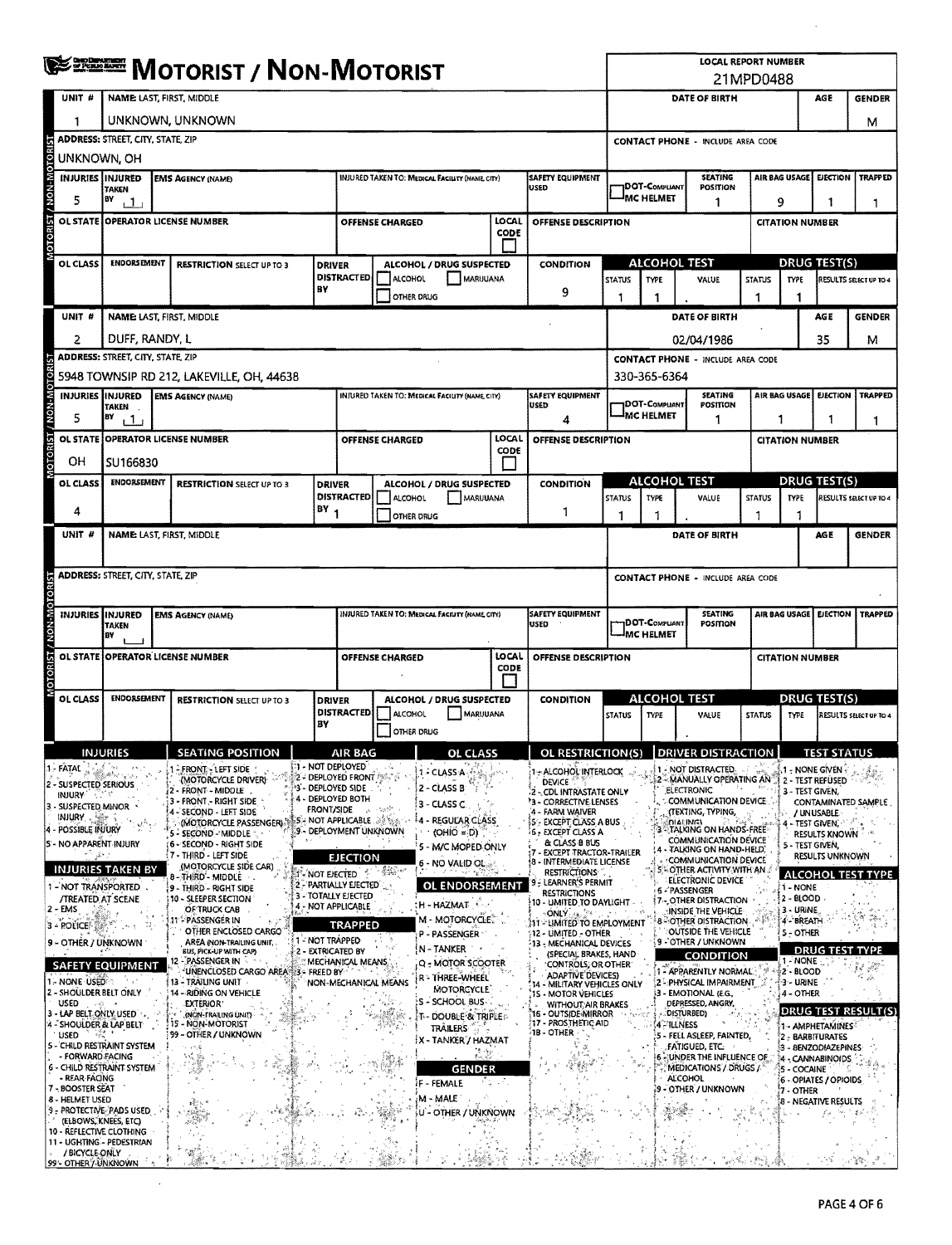# MOTORIST / NON-MOTORIST

**LOCAL REPORT NUMBER:** 21MPD0488

## Unit 1

| UNIT # | NAME: LAST, FIRST, MIDDLE | DATE OF BIRTH | AGE | GENDER |
|---|---|---|---|---|
| 1 | UNKNOWN, UNKNOWN | | | M |

| ADDRESS: STREET, CITY, STATE, ZIP | CONTACT PHONE - INCLUDE AREA CODE |
|---|---|
| UNKNOWN, OH | |

| INJURIES | INJURED TAKEN BY | EMS AGENCY (NAME) | INJURED TAKEN TO: MEDICAL FACILITY (NAME, CITY) | SAFETY EQUIPMENT USED | DOT-COMPLIANT MC HELMET | SEATING POSITION | AIR BAG USAGE | EJECTION | TRAPPED |
|---|---|---|---|---|---|---|---|---|---|
| 5 | 1 | | | | | 1 | 9 | 1 | 1 |

| OL STATE | OPERATOR LICENSE NUMBER | OFFENSE CHARGED | LOCAL CODE | OFFENSE DESCRIPTION | CITATION NUMBER |
|---|---|---|---|---|---|
| | | | | | |

| OL CLASS | ENDORSEMENT | RESTRICTION SELECT UP TO 3 | DRIVER DISTRACTED BY | ALCOHOL / DRUG SUSPECTED | CONDITION | ALCOHOL TEST STATUS | ALCOHOL TEST TYPE | ALCOHOL TEST VALUE | DRUG TEST STATUS | DRUG TEST TYPE | RESULTS SELECT UP TO 4 |
|---|---|---|---|---|---|---|---|---|---|---|---|
| | | | | ☐ ALCOHOL ☐ MARIJUANA ☐ OTHER DRUG | 9 | 1 | 1 | . | 1 | 1 | |

## Unit 2

| UNIT # | NAME: LAST, FIRST, MIDDLE | DATE OF BIRTH | AGE | GENDER |
|---|---|---|---|---|
| 2 | DUFF, RANDY, L | 02/04/1986 | 35 | M |

| ADDRESS: STREET, CITY, STATE, ZIP | CONTACT PHONE - INCLUDE AREA CODE |
|---|---|
| 5948 TOWNSIP RD 212, LAKEVILLE, OH, 44638 | 330-365-6364 |

| INJURIES | INJURED TAKEN BY | EMS AGENCY (NAME) | INJURED TAKEN TO: MEDICAL FACILITY (NAME, CITY) | SAFETY EQUIPMENT USED | DOT-COMPLIANT MC HELMET | SEATING POSITION | AIR BAG USAGE | EJECTION | TRAPPED |
|---|---|---|---|---|---|---|---|---|---|
| 5 | 1 | | | 4 | | 1 | 1 | 1 | 1 |

| OL STATE | OPERATOR LICENSE NUMBER | OFFENSE CHARGED | LOCAL CODE | OFFENSE DESCRIPTION | CITATION NUMBER |
|---|---|---|---|---|---|
| OH | SU166830 | | | | |

| OL CLASS | ENDORSEMENT | RESTRICTION SELECT UP TO 3 | DRIVER DISTRACTED BY | ALCOHOL / DRUG SUSPECTED | CONDITION | ALCOHOL TEST STATUS | ALCOHOL TEST TYPE | ALCOHOL TEST VALUE | DRUG TEST STATUS | DRUG TEST TYPE | RESULTS SELECT UP TO 4 |
|---|---|---|---|---|---|---|---|---|---|---|---|
| 4 | | | 1 | ☐ ALCOHOL ☐ MARIJUANA ☐ OTHER DRUG | 1 | 1 | 1 | . | 1 | 1 | |

## Unit (blank)

| UNIT # | NAME: LAST, FIRST, MIDDLE | DATE OF BIRTH | AGE | GENDER |
|---|---|---|---|---|
| | | | | |

| ADDRESS: STREET, CITY, STATE, ZIP | CONTACT PHONE - INCLUDE AREA CODE |
|---|---|
| | |

| INJURIES | INJURED TAKEN BY | EMS AGENCY (NAME) | INJURED TAKEN TO: MEDICAL FACILITY (NAME, CITY) | SAFETY EQUIPMENT USED | DOT-COMPLIANT MC HELMET | SEATING POSITION | AIR BAG USAGE | EJECTION | TRAPPED |
|---|---|---|---|---|---|---|---|---|---|
| | | | | | | | | | |

| OL STATE | OPERATOR LICENSE NUMBER | OFFENSE CHARGED | LOCAL CODE | OFFENSE DESCRIPTION | CITATION NUMBER |
|---|---|---|---|---|---|
| | | | | | |

| OL CLASS | ENDORSEMENT | RESTRICTION SELECT UP TO 3 | DRIVER DISTRACTED BY | ALCOHOL / DRUG SUSPECTED | CONDITION | ALCOHOL TEST STATUS | ALCOHOL TEST TYPE | ALCOHOL TEST VALUE | DRUG TEST STATUS | DRUG TEST TYPE | RESULTS SELECT UP TO 4 |
|---|---|---|---|---|---|---|---|---|---|---|---|
| | | | | ☐ ALCOHOL ☐ MARIJUANA ☐ OTHER DRUG | | | | . | | | |

## Codes

**INJURIES**
1 - FATAL
2 - SUSPECTED SERIOUS INJURY
3 - SUSPECTED MINOR INJURY
4 - POSSIBLE INJURY
5 - NO APPARENT INJURY

**INJURIES TAKEN BY**
1 - NOT TRANSPORTED /TREATED AT SCENE
2 - EMS
3 - POLICE
9 - OTHER / UNKNOWN

**SAFETY EQUIPMENT**
1 - NONE USED
2 - SHOULDER BELT ONLY USED
3 - LAP BELT ONLY USED
4 - SHOULDER & LAP BELT USED
5 - CHILD RESTRAINT SYSTEM - FORWARD FACING
6 - CHILD RESTRAINT SYSTEM - REAR FACING
7 - BOOSTER SEAT
8 - HELMET USED
9 - PROTECTIVE PADS USED (ELBOWS, KNEES, ETC)
10 - REFLECTIVE CLOTHING
11 - LIGHTING - PEDESTRIAN / BICYCLE ONLY
99 - OTHER / UNKNOWN

**SEATING POSITION**
1 - FRONT - LEFT SIDE (MOTORCYCLE DRIVER)
2 - FRONT - MIDDLE
3 - FRONT - RIGHT SIDE
4 - SECOND - LEFT SIDE (MOTORCYCLE PASSENGER)
5 - SECOND - MIDDLE
6 - SECOND - RIGHT SIDE
7 - THIRD - LEFT SIDE (MOTORCYCLE SIDE CAR)
8 - THIRD - MIDDLE
9 - THIRD - RIGHT SIDE
10 - SLEEPER SECTION OF TRUCK CAB
11 - PASSENGER IN OTHER ENCLOSED CARGO AREA (NON-TRAILING UNIT, BUS, PICK-UP WITH CAP)
12 - PASSENGER IN UNENCLOSED CARGO AREA
13 - TRAILING UNIT
14 - RIDING ON VEHICLE EXTERIOR (NON-TRAILING UNIT)
15 - NON-MOTORIST
99 - OTHER / UNKNOWN

**AIR BAG**
1 - NOT DEPLOYED
2 - DEPLOYED FRONT
3 - DEPLOYED SIDE
4 - DEPLOYED BOTH FRONT/SIDE
5 - NOT APPLICABLE
9 - DEPLOYMENT UNKNOWN

**EJECTION**
1 - NOT EJECTED
2 - PARTIALLY EJECTED
3 - TOTALLY EJECTED
4 - NOT APPLICABLE

**TRAPPED**
1 - NOT TRAPPED
2 - EXTRICATED BY MECHANICAL MEANS
3 - FREED BY NON-MECHANICAL MEANS

**OL CLASS**
1 - CLASS A
2 - CLASS B
3 - CLASS C
4 - REGULAR CLASS (OHIO = D)
5 - M/C MOPED ONLY
6 - NO VALID OL

**OL ENDORSEMENT**
H - HAZMAT
M - MOTORCYCLE
P - PASSENGER
N - TANKER
Q - MOTOR SCOOTER
R - THREE-WHEEL MOTORCYCLE
S - SCHOOL BUS
T - DOUBLE & TRIPLE TRAILERS
X - TANKER / HAZMAT

**GENDER**
F - FEMALE
M - MALE
U - OTHER / UNKNOWN

**OL RESTRICTION(S)**
1 - ALCOHOL INTERLOCK DEVICE
2 - CDL INTRASTATE ONLY
3 - CORRECTIVE LENSES
4 - FARM WAIVER
5 - EXCEPT CLASS A BUS
6 - EXCEPT CLASS A & CLASS B BUS
7 - EXCEPT TRACTOR-TRAILER
8 - INTERMEDIATE LICENSE RESTRICTIONS
9 - LEARNER'S PERMIT RESTRICTIONS
10 - LIMITED TO DAYLIGHT ONLY
11 - LIMITED TO EMPLOYMENT
12 - LIMITED - OTHER
13 - MECHANICAL DEVICES (SPECIAL BRAKES, HAND CONTROLS, OR OTHER ADAPTIVE DEVICES)
14 - MILITARY VEHICLES ONLY
15 - MOTOR VEHICLES WITHOUT AIR BRAKES
16 - OUTSIDE MIRROR
17 - PROSTHETIC AID
18 - OTHER

**DRIVER DISTRACTION**
1 - NOT DISTRACTED
2 - MANUALLY OPERATING AN ELECTRONIC COMMUNICATION DEVICE (TEXTING, TYPING, DIALING)
3 - TALKING ON HANDS-FREE COMMUNICATION DEVICE
4 - TALKING ON HAND-HELD COMMUNICATION DEVICE
5 - OTHER ACTIVITY WITH AN ELECTRONIC DEVICE
6 - PASSENGER
7 - OTHER DISTRACTION INSIDE THE VEHICLE
8 - OTHER DISTRACTION OUTSIDE THE VEHICLE
9 - OTHER / UNKNOWN

**CONDITION**
1 - APPARENTLY NORMAL
2 - PHYSICAL IMPAIRMENT
3 - EMOTIONAL (E.G., DEPRESSED, ANGRY, DISTURBED)
4 - ILLNESS
5 - FELL ASLEEP, FAINTED, FATIGUED, ETC.
6 - UNDER THE INFLUENCE OF MEDICATIONS / DRUGS / ALCOHOL
9 - OTHER / UNKNOWN

**TEST STATUS**
1 - NONE GIVEN
2 - TEST REFUSED
3 - TEST GIVEN, CONTAMINATED SAMPLE / UNUSABLE
4 - TEST GIVEN, RESULTS KNOWN
5 - TEST GIVEN, RESULTS UNKNOWN

**ALCOHOL TEST TYPE**
1 - NONE
2 - BLOOD
3 - URINE
4 - BREATH
5 - OTHER

**DRUG TEST TYPE**
1 - NONE
2 - BLOOD
3 - URINE
4 - OTHER

**DRUG TEST RESULT(S)**
1 - AMPHETAMINES
2 - BARBITURATES
3 - BENZODIAZEPINES
4 - CANNABINOIDS
5 - COCAINE
6 - OPIATES / OPIOIDS
7 - OTHER
8 - NEGATIVE RESULTS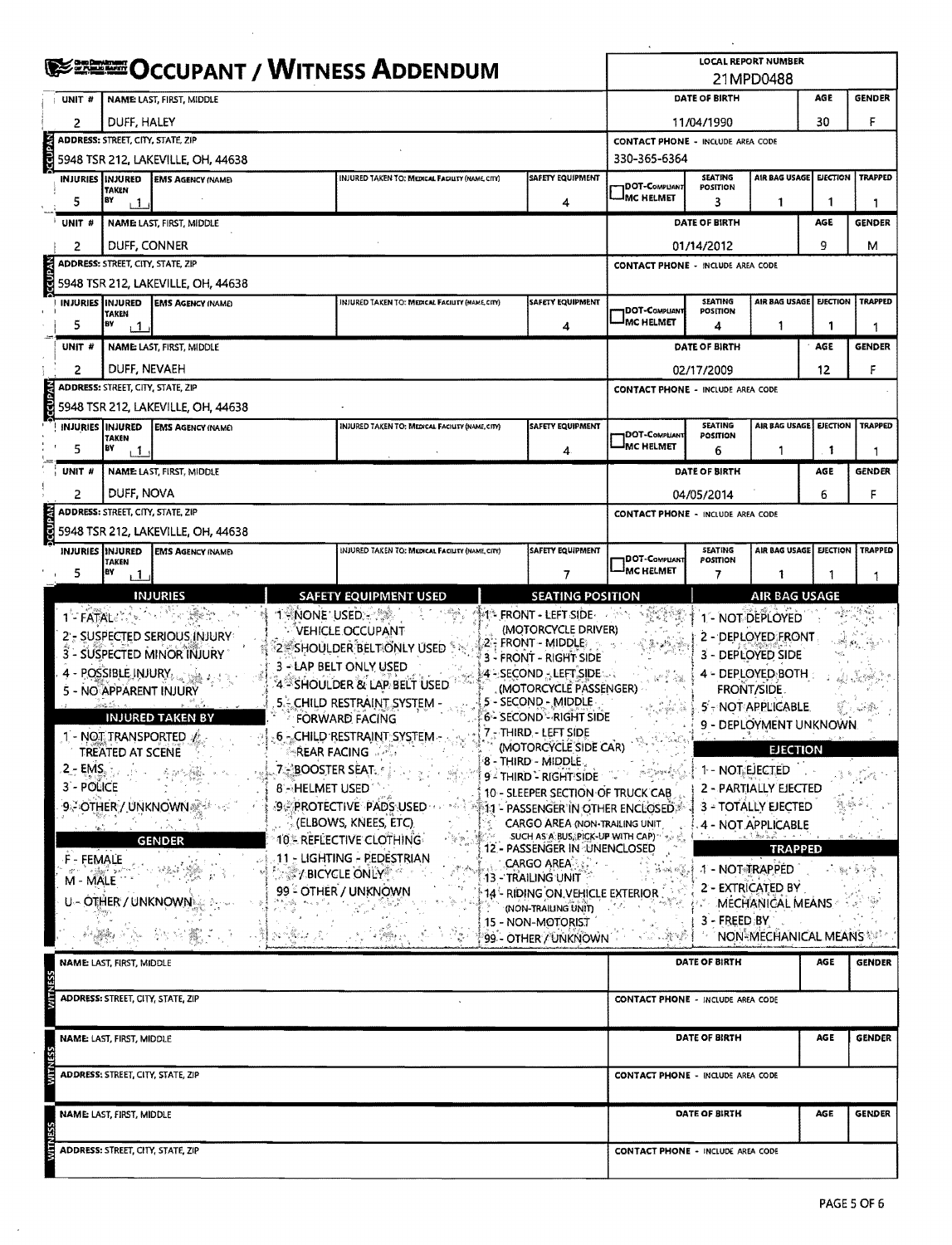# OCCUPANT / WITNESS ADDENDUM

**LOCAL REPORT NUMBER:** 21MPD0488

## OCCUPANT

| UNIT # | NAME: LAST, FIRST, MIDDLE | DATE OF BIRTH | AGE | GENDER |
|---|---|---|---|---|
| 2 | DUFF, HALEY | 11/04/1990 | 30 | F |

| ADDRESS: STREET, CITY, STATE, ZIP | CONTACT PHONE - INCLUDE AREA CODE |
|---|---|
| 5948 TSR 212, LAKEVILLE, OH, 44638 | 330-365-6364 |

| INJURIES | INJURED TAKEN BY | EMS AGENCY (NAME) | INJURED TAKEN TO: MEDICAL FACILITY (NAME, CITY) | SAFETY EQUIPMENT | DOT-COMPLIANT MC HELMET | SEATING POSITION | AIR BAG USAGE | EJECTION | TRAPPED |
|---|---|---|---|---|---|---|---|---|---|
| 5 | 1 | | | 4 | | 3 | 1 | 1 | 1 |

## OCCUPANT

| UNIT # | NAME: LAST, FIRST, MIDDLE | DATE OF BIRTH | AGE | GENDER |
|---|---|---|---|---|
| 2 | DUFF, CONNER | 01/14/2012 | 9 | M |

| ADDRESS: STREET, CITY, STATE, ZIP | CONTACT PHONE - INCLUDE AREA CODE |
|---|---|
| 5948 TSR 212, LAKEVILLE, OH, 44638 | |

| INJURIES | INJURED TAKEN BY | EMS AGENCY (NAME) | INJURED TAKEN TO: MEDICAL FACILITY (NAME, CITY) | SAFETY EQUIPMENT | DOT-COMPLIANT MC HELMET | SEATING POSITION | AIR BAG USAGE | EJECTION | TRAPPED |
|---|---|---|---|---|---|---|---|---|---|
| 5 | 1 | | | 4 | | 4 | 1 | 1 | 1 |

## OCCUPANT

| UNIT # | NAME: LAST, FIRST, MIDDLE | DATE OF BIRTH | AGE | GENDER |
|---|---|---|---|---|
| 2 | DUFF, NEVAEH | 02/17/2009 | 12 | F |

| ADDRESS: STREET, CITY, STATE, ZIP | CONTACT PHONE - INCLUDE AREA CODE |
|---|---|
| 5948 TSR 212, LAKEVILLE, OH, 44638 | |

| INJURIES | INJURED TAKEN BY | EMS AGENCY (NAME) | INJURED TAKEN TO: MEDICAL FACILITY (NAME, CITY) | SAFETY EQUIPMENT | DOT-COMPLIANT MC HELMET | SEATING POSITION | AIR BAG USAGE | EJECTION | TRAPPED |
|---|---|---|---|---|---|---|---|---|---|
| 5 | 1 | | | 4 | | 6 | 1 | 1 | 1 |

## OCCUPANT

| UNIT # | NAME: LAST, FIRST, MIDDLE | DATE OF BIRTH | AGE | GENDER |
|---|---|---|---|---|
| 2 | DUFF, NOVA | 04/05/2014 | 6 | F |

| ADDRESS: STREET, CITY, STATE, ZIP | CONTACT PHONE - INCLUDE AREA CODE |
|---|---|
| 5948 TSR 212, LAKEVILLE, OH, 44638 | |

| INJURIES | INJURED TAKEN BY | EMS AGENCY (NAME) | INJURED TAKEN TO: MEDICAL FACILITY (NAME, CITY) | SAFETY EQUIPMENT | DOT-COMPLIANT MC HELMET | SEATING POSITION | AIR BAG USAGE | EJECTION | TRAPPED |
|---|---|---|---|---|---|---|---|---|---|
| 5 | 1 | | | 7 | | 7 | 1 | 1 | 1 |

## CODES

**INJURIES**
- 1 - FATAL
- 2 - SUSPECTED SERIOUS INJURY
- 3 - SUSPECTED MINOR INJURY
- 4 - POSSIBLE INJURY
- 5 - NO APPARENT INJURY

**INJURED TAKEN BY**
- 1 - NOT TRANSPORTED / TREATED AT SCENE
- 2 - EMS
- 3 - POLICE
- 9 - OTHER / UNKNOWN

**GENDER**
- F - FEMALE
- M - MALE
- U - OTHER / UNKNOWN

**SAFETY EQUIPMENT USED**
- 1 - NONE USED - VEHICLE OCCUPANT
- 2 - SHOULDER BELT ONLY USED
- 3 - LAP BELT ONLY USED
- 4 - SHOULDER & LAP BELT USED
- 5 - CHILD RESTRAINT SYSTEM - FORWARD FACING
- 6 - CHILD RESTRAINT SYSTEM - REAR FACING
- 7 - BOOSTER SEAT
- 8 - HELMET USED
- 9 - PROTECTIVE PADS USED (ELBOWS, KNEES, ETC)
- 10 - REFLECTIVE CLOTHING
- 11 - LIGHTING - PEDESTRIAN / BICYCLE ONLY
- 99 - OTHER / UNKNOWN

**SEATING POSITION**
- 1 - FRONT - LEFT SIDE (MOTORCYCLE DRIVER)
- 2 - FRONT - MIDDLE
- 3 - FRONT - RIGHT SIDE
- 4 - SECOND - LEFT SIDE (MOTORCYCLE PASSENGER)
- 5 - SECOND - MIDDLE
- 6 - SECOND - RIGHT SIDE
- 7 - THIRD - LEFT SIDE (MOTORCYCLE SIDE CAR)
- 8 - THIRD - MIDDLE
- 9 - THIRD - RIGHT SIDE
- 10 - SLEEPER SECTION OF TRUCK CAB
- 11 - PASSENGER IN OTHER ENCLOSED CARGO AREA (NON-TRAILING UNIT SUCH AS A BUS, PICK-UP WITH CAP)
- 12 - PASSENGER IN UNENCLOSED CARGO AREA
- 13 - TRAILING UNIT
- 14 - RIDING ON VEHICLE EXTERIOR (NON-TRAILING UNIT)
- 15 - NON-MOTORIST
- 99 - OTHER / UNKNOWN

**AIR BAG USAGE**
- 1 - NOT DEPLOYED
- 2 - DEPLOYED FRONT
- 3 - DEPLOYED SIDE
- 4 - DEPLOYED BOTH FRONT/SIDE
- 5 - NOT APPLICABLE
- 9 - DEPLOYMENT UNKNOWN

**EJECTION**
- 1 - NOT EJECTED
- 2 - PARTIALLY EJECTED
- 3 - TOTALLY EJECTED
- 4 - NOT APPLICABLE

**TRAPPED**
- 1 - NOT TRAPPED
- 2 - EXTRICATED BY MECHANICAL MEANS
- 3 - FREED BY NON-MECHANICAL MEANS

## WITNESS

| NAME: LAST, FIRST, MIDDLE | DATE OF BIRTH | AGE | GENDER |
|---|---|---|---|
| | | | |

| ADDRESS: STREET, CITY, STATE, ZIP | CONTACT PHONE - INCLUDE AREA CODE |
|---|---|
| | |

## WITNESS

| NAME: LAST, FIRST, MIDDLE | DATE OF BIRTH | AGE | GENDER |
|---|---|---|---|
| | | | |

| ADDRESS: STREET, CITY, STATE, ZIP | CONTACT PHONE - INCLUDE AREA CODE |
|---|---|
| | |

## WITNESS

| NAME: LAST, FIRST, MIDDLE | DATE OF BIRTH | AGE | GENDER |
|---|---|---|---|
| | | | |

| ADDRESS: STREET, CITY, STATE, ZIP | CONTACT PHONE - INCLUDE AREA CODE |
|---|---|
| | |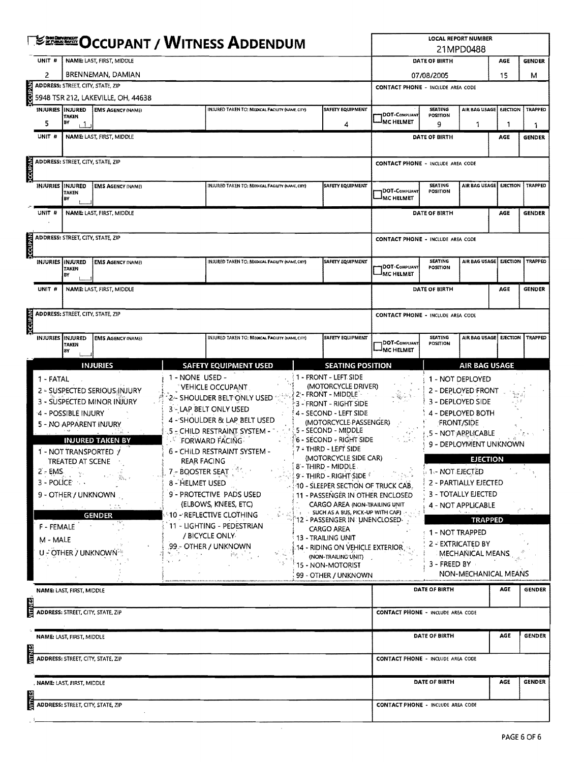# OCCUPANT / WITNESS ADDENDUM

| LOCAL REPORT NUMBER |
|---|
| 21MPD0488 |

## OCCUPANT

| UNIT # | NAME: LAST, FIRST, MIDDLE | DATE OF BIRTH | AGE | GENDER |
|---|---|---|---|---|
| 2 | BRENNEMAN, DAMIAN | 07/08/2005 | 15 | M |

| ADDRESS: STREET, CITY, STATE, ZIP | CONTACT PHONE - INCLUDE AREA CODE |
|---|---|
| 5948 TSR 212, LAKEVILLE, OH, 44638 | |

| INJURIES | INJURED TAKEN BY | EMS AGENCY (NAME) | INJURED TAKEN TO: MEDICAL FACILITY (NAME, CITY) | SAFETY EQUIPMENT | DOT-COMPLIANT MC HELMET | SEATING POSITION | AIR BAG USAGE | EJECTION | TRAPPED |
|---|---|---|---|---|---|---|---|---|---|
| 5 | 1 | | | 4 | | 9 | 1 | 1 | 1 |

## OCCUPANT

| UNIT # | NAME: LAST, FIRST, MIDDLE | DATE OF BIRTH | AGE | GENDER |
|---|---|---|---|---|
| | | | | |

| ADDRESS: STREET, CITY, STATE, ZIP | CONTACT PHONE - INCLUDE AREA CODE |
|---|---|
| | |

| INJURIES | INJURED TAKEN BY | EMS AGENCY (NAME) | INJURED TAKEN TO: MEDICAL FACILITY (NAME, CITY) | SAFETY EQUIPMENT | DOT-COMPLIANT MC HELMET | SEATING POSITION | AIR BAG USAGE | EJECTION | TRAPPED |
|---|---|---|---|---|---|---|---|---|---|
| | | | | | | | | | |

## OCCUPANT

| UNIT # | NAME: LAST, FIRST, MIDDLE | DATE OF BIRTH | AGE | GENDER |
|---|---|---|---|---|
| | | | | |

| ADDRESS: STREET, CITY, STATE, ZIP | CONTACT PHONE - INCLUDE AREA CODE |
|---|---|
| | |

| INJURIES | INJURED TAKEN BY | EMS AGENCY (NAME) | INJURED TAKEN TO: MEDICAL FACILITY (NAME, CITY) | SAFETY EQUIPMENT | DOT-COMPLIANT MC HELMET | SEATING POSITION | AIR BAG USAGE | EJECTION | TRAPPED |
|---|---|---|---|---|---|---|---|---|---|
| | | | | | | | | | |

## OCCUPANT

| UNIT # | NAME: LAST, FIRST, MIDDLE | DATE OF BIRTH | AGE | GENDER |
|---|---|---|---|---|
| | | | | |

| ADDRESS: STREET, CITY, STATE, ZIP | CONTACT PHONE - INCLUDE AREA CODE |
|---|---|
| | |

| INJURIES | INJURED TAKEN BY | EMS AGENCY (NAME) | INJURED TAKEN TO: MEDICAL FACILITY (NAME, CITY) | SAFETY EQUIPMENT | DOT-COMPLIANT MC HELMET | SEATING POSITION | AIR BAG USAGE | EJECTION | TRAPPED |
|---|---|---|---|---|---|---|---|---|---|
| | | | | | | | | | |

### INJURIES
1 - FATAL
2 - SUSPECTED SERIOUS INJURY
3 - SUSPECTED MINOR INJURY
4 - POSSIBLE INJURY
5 - NO APPARENT INJURY

### INJURED TAKEN BY
1 - NOT TRANSPORTED / TREATED AT SCENE
2 - EMS
3 - POLICE
9 - OTHER / UNKNOWN

### GENDER
F - FEMALE
M - MALE
U - OTHER / UNKNOWN

### SAFETY EQUIPMENT USED
1 - NONE USED - VEHICLE OCCUPANT
2 - SHOULDER BELT ONLY USED
3 - LAP BELT ONLY USED
4 - SHOULDER & LAP BELT USED
5 - CHILD RESTRAINT SYSTEM - FORWARD FACING
6 - CHILD RESTRAINT SYSTEM - REAR FACING
7 - BOOSTER SEAT
8 - HELMET USED
9 - PROTECTIVE PADS USED (ELBOWS, KNEES, ETC)
10 - REFLECTIVE CLOTHING
11 - LIGHTING - PEDESTRIAN / BICYCLE ONLY
99 - OTHER / UNKNOWN

### SEATING POSITION
1 - FRONT - LEFT SIDE (MOTORCYCLE DRIVER)
2 - FRONT - MIDDLE
3 - FRONT - RIGHT SIDE
4 - SECOND - LEFT SIDE (MOTORCYCLE PASSENGER)
5 - SECOND - MIDDLE
6 - SECOND - RIGHT SIDE
7 - THIRD - LEFT SIDE (MOTORCYCLE SIDE CAR)
8 - THIRD - MIDDLE
9 - THIRD - RIGHT SIDE
10 - SLEEPER SECTION OF TRUCK CAB
11 - PASSENGER IN OTHER ENCLOSED CARGO AREA (NON-TRAILING UNIT SUCH AS A BUS, PICK-UP WITH CAP)
12 - PASSENGER IN UNENCLOSED CARGO AREA
13 - TRAILING UNIT
14 - RIDING ON VEHICLE EXTERIOR (NON-TRAILING UNIT)
15 - NON-MOTORIST
99 - OTHER / UNKNOWN

### AIR BAG USAGE
1 - NOT DEPLOYED
2 - DEPLOYED FRONT
3 - DEPLOYED SIDE
4 - DEPLOYED BOTH FRONT/SIDE
5 - NOT APPLICABLE
9 - DEPLOYMENT UNKNOWN

### EJECTION
1 - NOT EJECTED
2 - PARTIALLY EJECTED
3 - TOTALLY EJECTED
4 - NOT APPLICABLE

### TRAPPED
1 - NOT TRAPPED
2 - EXTRICATED BY MECHANICAL MEANS
3 - FREED BY NON-MECHANICAL MEANS

## WITNESS

| NAME: LAST, FIRST, MIDDLE | DATE OF BIRTH | AGE | GENDER |
|---|---|---|---|
| | | | |

| ADDRESS: STREET, CITY, STATE, ZIP | CONTACT PHONE - INCLUDE AREA CODE |
|---|---|
| | |

## WITNESS

| NAME: LAST, FIRST, MIDDLE | DATE OF BIRTH | AGE | GENDER |
|---|---|---|---|
| | | | |

| ADDRESS: STREET, CITY, STATE, ZIP | CONTACT PHONE - INCLUDE AREA CODE |
|---|---|
| | |

## WITNESS

| NAME: LAST, FIRST, MIDDLE | DATE OF BIRTH | AGE | GENDER |
|---|---|---|---|
| | | | |

| ADDRESS: STREET, CITY, STATE, ZIP | CONTACT PHONE - INCLUDE AREA CODE |
|---|---|
| | |